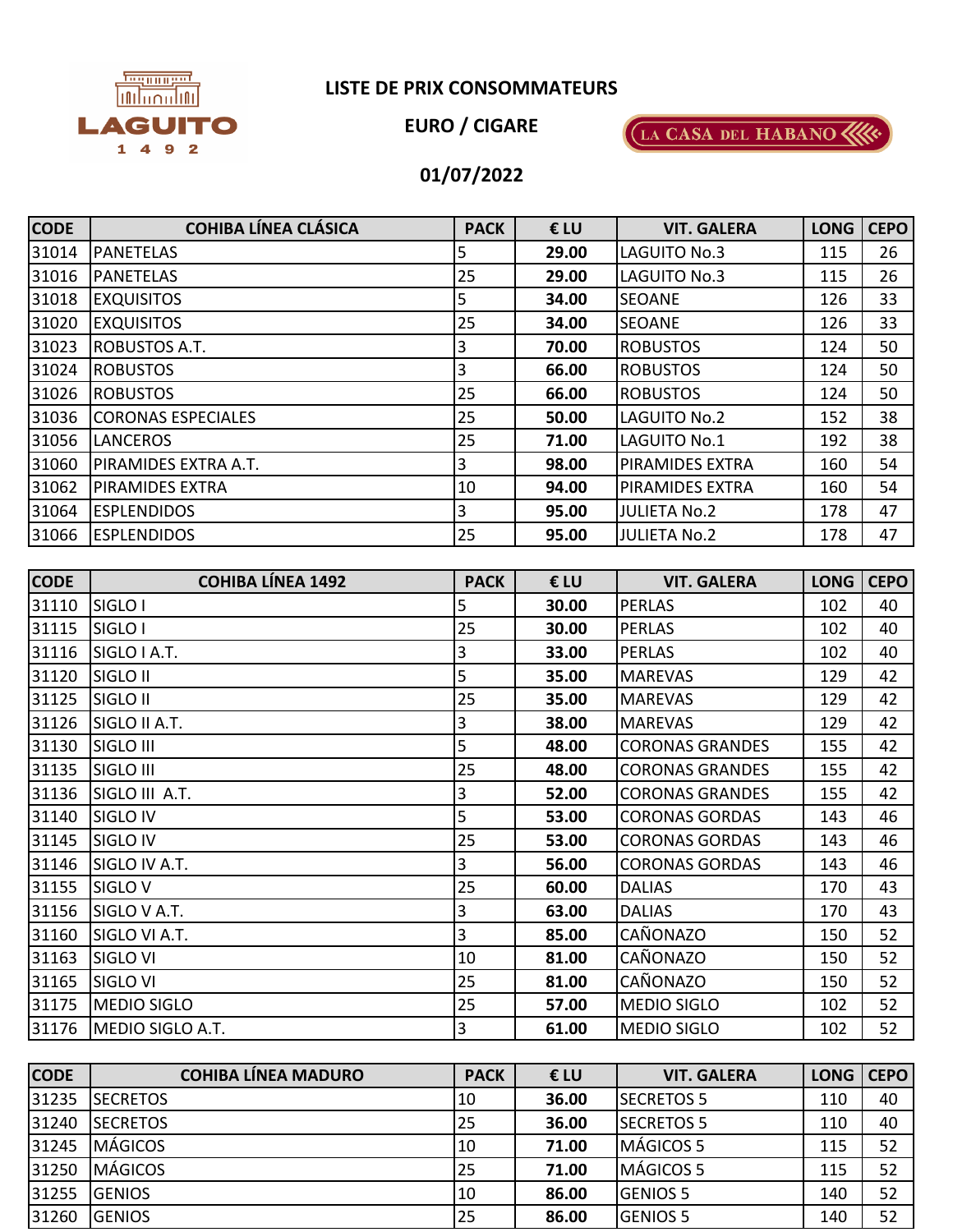LAGUITO 1492

# LISTE DE PRIX CONSOMMATEURS

## EURO / CIGARE

LA CASA DEL HABANO

## 01/07/2022

| CODE | COHIBA LÍNEA CLÁSICA | PACK | € LU | VIT. GALERA | LONG | CEPO |
|---|---|---|---|---|---|---|
| 31014 | PANETELAS | 5 | **29.00** | LAGUITO No.3 | 115 | 26 |
| 31016 | PANETELAS | 25 | **29.00** | LAGUITO No.3 | 115 | 26 |
| 31018 | EXQUISITOS | 5 | **34.00** | SEOANE | 126 | 33 |
| 31020 | EXQUISITOS | 25 | **34.00** | SEOANE | 126 | 33 |
| 31023 | ROBUSTOS A.T. | 3 | **70.00** | ROBUSTOS | 124 | 50 |
| 31024 | ROBUSTOS | 3 | **66.00** | ROBUSTOS | 124 | 50 |
| 31026 | ROBUSTOS | 25 | **66.00** | ROBUSTOS | 124 | 50 |
| 31036 | CORONAS ESPECIALES | 25 | **50.00** | LAGUITO No.2 | 152 | 38 |
| 31056 | LANCEROS | 25 | **71.00** | LAGUITO No.1 | 192 | 38 |
| 31060 | PIRAMIDES EXTRA A.T. | 3 | **98.00** | PIRAMIDES EXTRA | 160 | 54 |
| 31062 | PIRAMIDES EXTRA | 10 | **94.00** | PIRAMIDES EXTRA | 160 | 54 |
| 31064 | ESPLENDIDOS | 3 | **95.00** | JULIETA No.2 | 178 | 47 |
| 31066 | ESPLENDIDOS | 25 | **95.00** | JULIETA No.2 | 178 | 47 |

| CODE | COHIBA LÍNEA 1492 | PACK | € LU | VIT. GALERA | LONG | CEPO |
|---|---|---|---|---|---|---|
| 31110 | SIGLO I | 5 | **30.00** | PERLAS | 102 | 40 |
| 31115 | SIGLO I | 25 | **30.00** | PERLAS | 102 | 40 |
| 31116 | SIGLO I A.T. | 3 | **33.00** | PERLAS | 102 | 40 |
| 31120 | SIGLO II | 5 | **35.00** | MAREVAS | 129 | 42 |
| 31125 | SIGLO II | 25 | **35.00** | MAREVAS | 129 | 42 |
| 31126 | SIGLO II A.T. | 3 | **38.00** | MAREVAS | 129 | 42 |
| 31130 | SIGLO III | 5 | **48.00** | CORONAS GRANDES | 155 | 42 |
| 31135 | SIGLO III | 25 | **48.00** | CORONAS GRANDES | 155 | 42 |
| 31136 | SIGLO III A.T. | 3 | **52.00** | CORONAS GRANDES | 155 | 42 |
| 31140 | SIGLO IV | 5 | **53.00** | CORONAS GORDAS | 143 | 46 |
| 31145 | SIGLO IV | 25 | **53.00** | CORONAS GORDAS | 143 | 46 |
| 31146 | SIGLO IV A.T. | 3 | **56.00** | CORONAS GORDAS | 143 | 46 |
| 31155 | SIGLO V | 25 | **60.00** | DALIAS | 170 | 43 |
| 31156 | SIGLO V A.T. | 3 | **63.00** | DALIAS | 170 | 43 |
| 31160 | SIGLO VI A.T. | 3 | **85.00** | CAÑONAZO | 150 | 52 |
| 31163 | SIGLO VI | 10 | **81.00** | CAÑONAZO | 150 | 52 |
| 31165 | SIGLO VI | 25 | **81.00** | CAÑONAZO | 150 | 52 |
| 31175 | MEDIO SIGLO | 25 | **57.00** | MEDIO SIGLO | 102 | 52 |
| 31176 | MEDIO SIGLO A.T. | 3 | **61.00** | MEDIO SIGLO | 102 | 52 |

| CODE | COHIBA LÍNEA MADURO | PACK | € LU | VIT. GALERA | LONG | CEPO |
|---|---|---|---|---|---|---|
| 31235 | SECRETOS | 10 | **36.00** | SECRETOS 5 | 110 | 40 |
| 31240 | SECRETOS | 25 | **36.00** | SECRETOS 5 | 110 | 40 |
| 31245 | MÁGICOS | 10 | **71.00** | MÁGICOS 5 | 115 | 52 |
| 31250 | MÁGICOS | 25 | **71.00** | MÁGICOS 5 | 115 | 52 |
| 31255 | GENIOS | 10 | **86.00** | GENIOS 5 | 140 | 52 |
| 31260 | GENIOS | 25 | **86.00** | GENIOS 5 | 140 | 52 |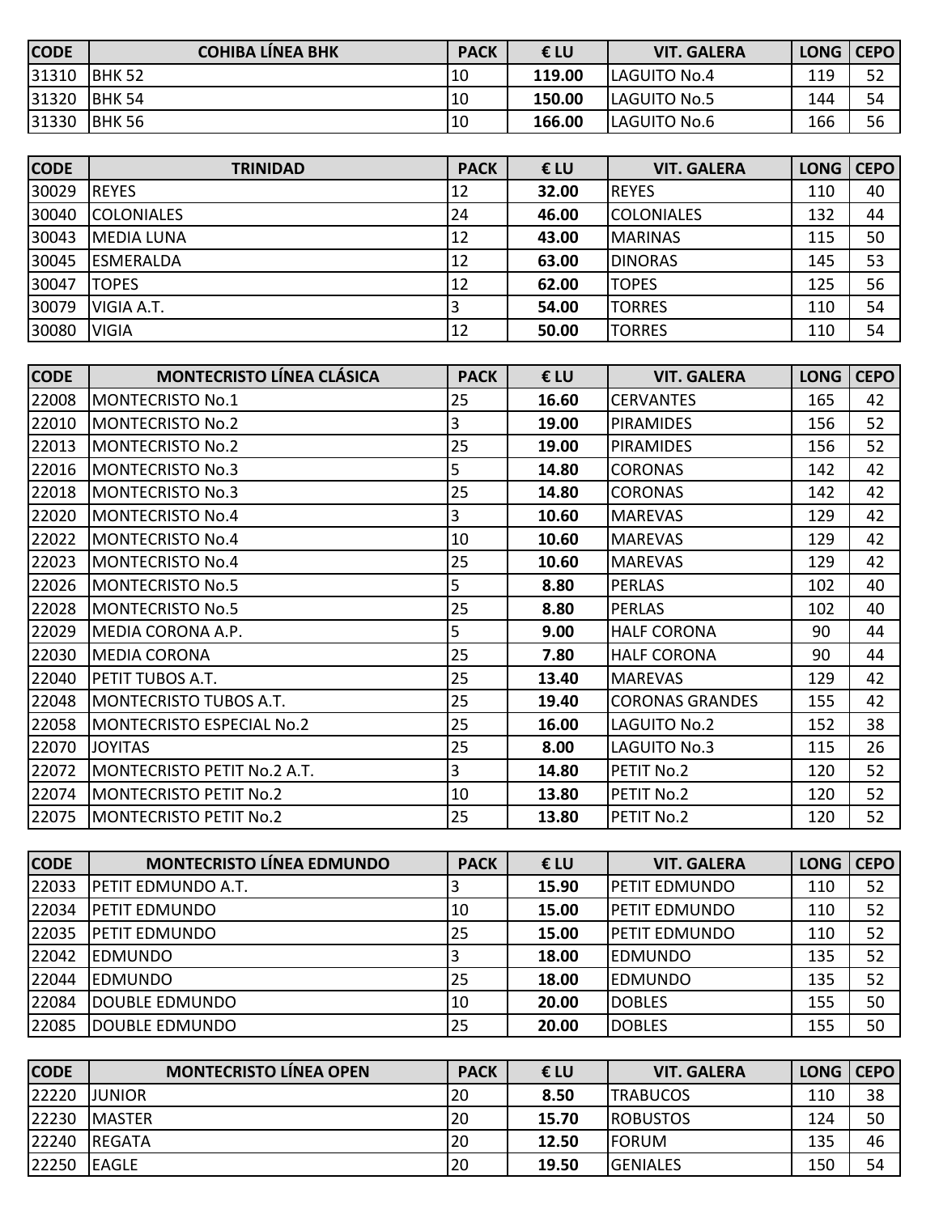| CODE | COHIBA LÍNEA BHK | PACK | € LU | VIT. GALERA | LONG | CEPO |
|---|---|---|---|---|---|---|
| 31310 | BHK 52 | 10 | **119.00** | LAGUITO No.4 | 119 | 52 |
| 31320 | BHK 54 | 10 | **150.00** | LAGUITO No.5 | 144 | 54 |
| 31330 | BHK 56 | 10 | **166.00** | LAGUITO No.6 | 166 | 56 |

| CODE | TRINIDAD | PACK | € LU | VIT. GALERA | LONG | CEPO |
|---|---|---|---|---|---|---|
| 30029 | REYES | 12 | **32.00** | REYES | 110 | 40 |
| 30040 | COLONIALES | 24 | **46.00** | COLONIALES | 132 | 44 |
| 30043 | MEDIA LUNA | 12 | **43.00** | MARINAS | 115 | 50 |
| 30045 | ESMERALDA | 12 | **63.00** | DINORAS | 145 | 53 |
| 30047 | TOPES | 12 | **62.00** | TOPES | 125 | 56 |
| 30079 | VIGIA A.T. | 3 | **54.00** | TORRES | 110 | 54 |
| 30080 | VIGIA | 12 | **50.00** | TORRES | 110 | 54 |

| CODE | MONTECRISTO LÍNEA CLÁSICA | PACK | € LU | VIT. GALERA | LONG | CEPO |
|---|---|---|---|---|---|---|
| 22008 | MONTECRISTO No.1 | 25 | **16.60** | CERVANTES | 165 | 42 |
| 22010 | MONTECRISTO No.2 | 3 | **19.00** | PIRAMIDES | 156 | 52 |
| 22013 | MONTECRISTO No.2 | 25 | **19.00** | PIRAMIDES | 156 | 52 |
| 22016 | MONTECRISTO No.3 | 5 | **14.80** | CORONAS | 142 | 42 |
| 22018 | MONTECRISTO No.3 | 25 | **14.80** | CORONAS | 142 | 42 |
| 22020 | MONTECRISTO No.4 | 3 | **10.60** | MAREVAS | 129 | 42 |
| 22022 | MONTECRISTO No.4 | 10 | **10.60** | MAREVAS | 129 | 42 |
| 22023 | MONTECRISTO No.4 | 25 | **10.60** | MAREVAS | 129 | 42 |
| 22026 | MONTECRISTO No.5 | 5 | **8.80** | PERLAS | 102 | 40 |
| 22028 | MONTECRISTO No.5 | 25 | **8.80** | PERLAS | 102 | 40 |
| 22029 | MEDIA CORONA A.P. | 5 | **9.00** | HALF CORONA | 90 | 44 |
| 22030 | MEDIA CORONA | 25 | **7.80** | HALF CORONA | 90 | 44 |
| 22040 | PETIT TUBOS A.T. | 25 | **13.40** | MAREVAS | 129 | 42 |
| 22048 | MONTECRISTO TUBOS A.T. | 25 | **19.40** | CORONAS GRANDES | 155 | 42 |
| 22058 | MONTECRISTO ESPECIAL No.2 | 25 | **16.00** | LAGUITO No.2 | 152 | 38 |
| 22070 | JOYITAS | 25 | **8.00** | LAGUITO No.3 | 115 | 26 |
| 22072 | MONTECRISTO PETIT No.2 A.T. | 3 | **14.80** | PETIT No.2 | 120 | 52 |
| 22074 | MONTECRISTO PETIT No.2 | 10 | **13.80** | PETIT No.2 | 120 | 52 |
| 22075 | MONTECRISTO PETIT No.2 | 25 | **13.80** | PETIT No.2 | 120 | 52 |

| CODE | MONTECRISTO LÍNEA EDMUNDO | PACK | € LU | VIT. GALERA | LONG | CEPO |
|---|---|---|---|---|---|---|
| 22033 | PETIT EDMUNDO A.T. | 3 | **15.90** | PETIT EDMUNDO | 110 | 52 |
| 22034 | PETIT EDMUNDO | 10 | **15.00** | PETIT EDMUNDO | 110 | 52 |
| 22035 | PETIT EDMUNDO | 25 | **15.00** | PETIT EDMUNDO | 110 | 52 |
| 22042 | EDMUNDO | 3 | **18.00** | EDMUNDO | 135 | 52 |
| 22044 | EDMUNDO | 25 | **18.00** | EDMUNDO | 135 | 52 |
| 22084 | DOUBLE EDMUNDO | 10 | **20.00** | DOBLES | 155 | 50 |
| 22085 | DOUBLE EDMUNDO | 25 | **20.00** | DOBLES | 155 | 50 |

| CODE | MONTECRISTO LÍNEA OPEN | PACK | € LU | VIT. GALERA | LONG | CEPO |
|---|---|---|---|---|---|---|
| 22220 | JUNIOR | 20 | **8.50** | TRABUCOS | 110 | 38 |
| 22230 | MASTER | 20 | **15.70** | ROBUSTOS | 124 | 50 |
| 22240 | REGATA | 20 | **12.50** | FORUM | 135 | 46 |
| 22250 | EAGLE | 20 | **19.50** | GENIALES | 150 | 54 |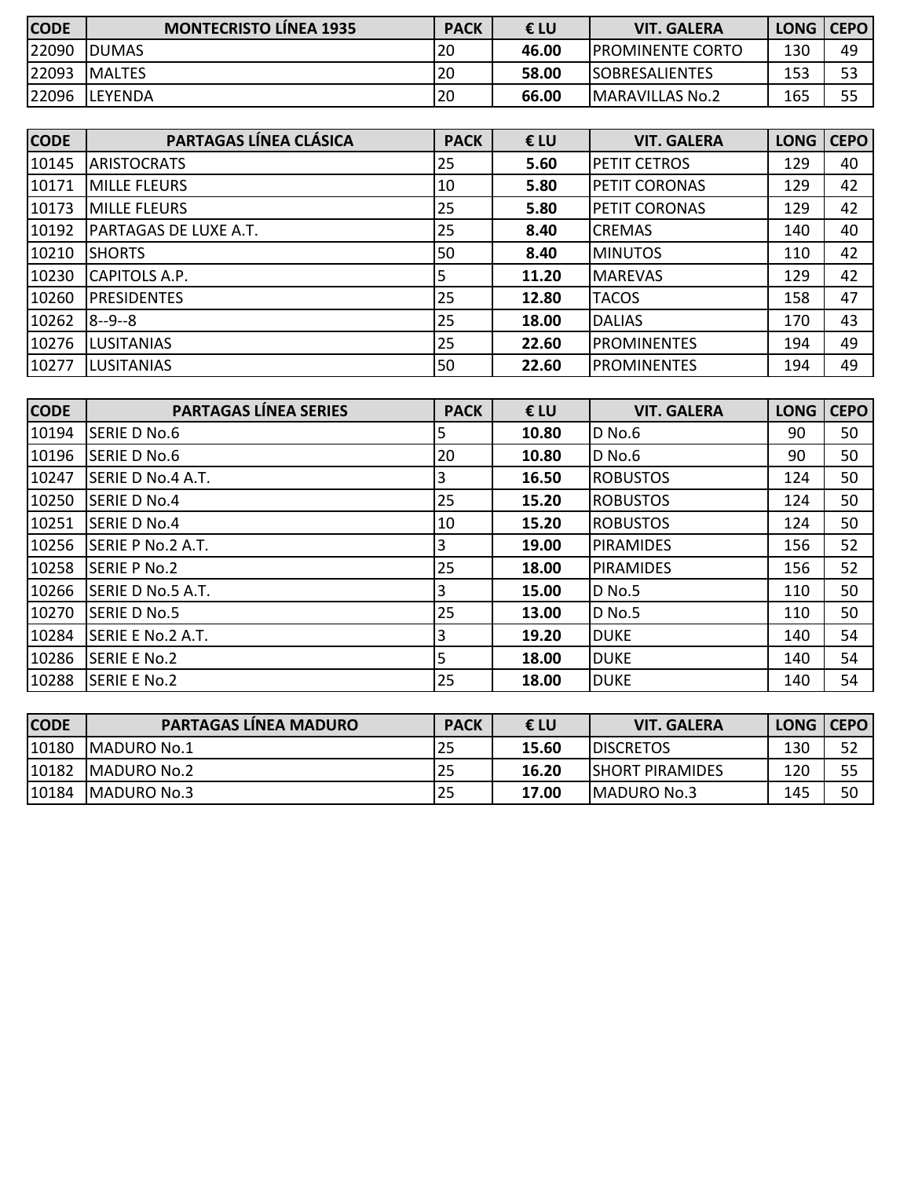| CODE | MONTECRISTO LÍNEA 1935 | PACK | € LU | VIT. GALERA | LONG | CEPO |
|---|---|---|---|---|---|---|
| 22090 | DUMAS | 20 | **46.00** | PROMINENTE CORTO | 130 | 49 |
| 22093 | MALTES | 20 | **58.00** | SOBRESALIENTES | 153 | 53 |
| 22096 | LEYENDA | 20 | **66.00** | MARAVILLAS No.2 | 165 | 55 |

| CODE | PARTAGAS LÍNEA CLÁSICA | PACK | € LU | VIT. GALERA | LONG | CEPO |
|---|---|---|---|---|---|---|
| 10145 | ARISTOCRATS | 25 | **5.60** | PETIT CETROS | 129 | 40 |
| 10171 | MILLE FLEURS | 10 | **5.80** | PETIT CORONAS | 129 | 42 |
| 10173 | MILLE FLEURS | 25 | **5.80** | PETIT CORONAS | 129 | 42 |
| 10192 | PARTAGAS DE LUXE A.T. | 25 | **8.40** | CREMAS | 140 | 40 |
| 10210 | SHORTS | 50 | **8.40** | MINUTOS | 110 | 42 |
| 10230 | CAPITOLS A.P. | 5 | **11.20** | MAREVAS | 129 | 42 |
| 10260 | PRESIDENTES | 25 | **12.80** | TACOS | 158 | 47 |
| 10262 | 8--9--8 | 25 | **18.00** | DALIAS | 170 | 43 |
| 10276 | LUSITANIAS | 25 | **22.60** | PROMINENTES | 194 | 49 |
| 10277 | LUSITANIAS | 50 | **22.60** | PROMINENTES | 194 | 49 |

| CODE | PARTAGAS LÍNEA SERIES | PACK | € LU | VIT. GALERA | LONG | CEPO |
|---|---|---|---|---|---|---|
| 10194 | SERIE D No.6 | 5 | **10.80** | D No.6 | 90 | 50 |
| 10196 | SERIE D No.6 | 20 | **10.80** | D No.6 | 90 | 50 |
| 10247 | SERIE D No.4 A.T. | 3 | **16.50** | ROBUSTOS | 124 | 50 |
| 10250 | SERIE D No.4 | 25 | **15.20** | ROBUSTOS | 124 | 50 |
| 10251 | SERIE D No.4 | 10 | **15.20** | ROBUSTOS | 124 | 50 |
| 10256 | SERIE P No.2 A.T. | 3 | **19.00** | PIRAMIDES | 156 | 52 |
| 10258 | SERIE P No.2 | 25 | **18.00** | PIRAMIDES | 156 | 52 |
| 10266 | SERIE D No.5 A.T. | 3 | **15.00** | D No.5 | 110 | 50 |
| 10270 | SERIE D No.5 | 25 | **13.00** | D No.5 | 110 | 50 |
| 10284 | SERIE E No.2 A.T. | 3 | **19.20** | DUKE | 140 | 54 |
| 10286 | SERIE E No.2 | 5 | **18.00** | DUKE | 140 | 54 |
| 10288 | SERIE E No.2 | 25 | **18.00** | DUKE | 140 | 54 |

| CODE | PARTAGAS LÍNEA MADURO | PACK | € LU | VIT. GALERA | LONG | CEPO |
|---|---|---|---|---|---|---|
| 10180 | MADURO No.1 | 25 | **15.60** | DISCRETOS | 130 | 52 |
| 10182 | MADURO No.2 | 25 | **16.20** | SHORT PIRAMIDES | 120 | 55 |
| 10184 | MADURO No.3 | 25 | **17.00** | MADURO No.3 | 145 | 50 |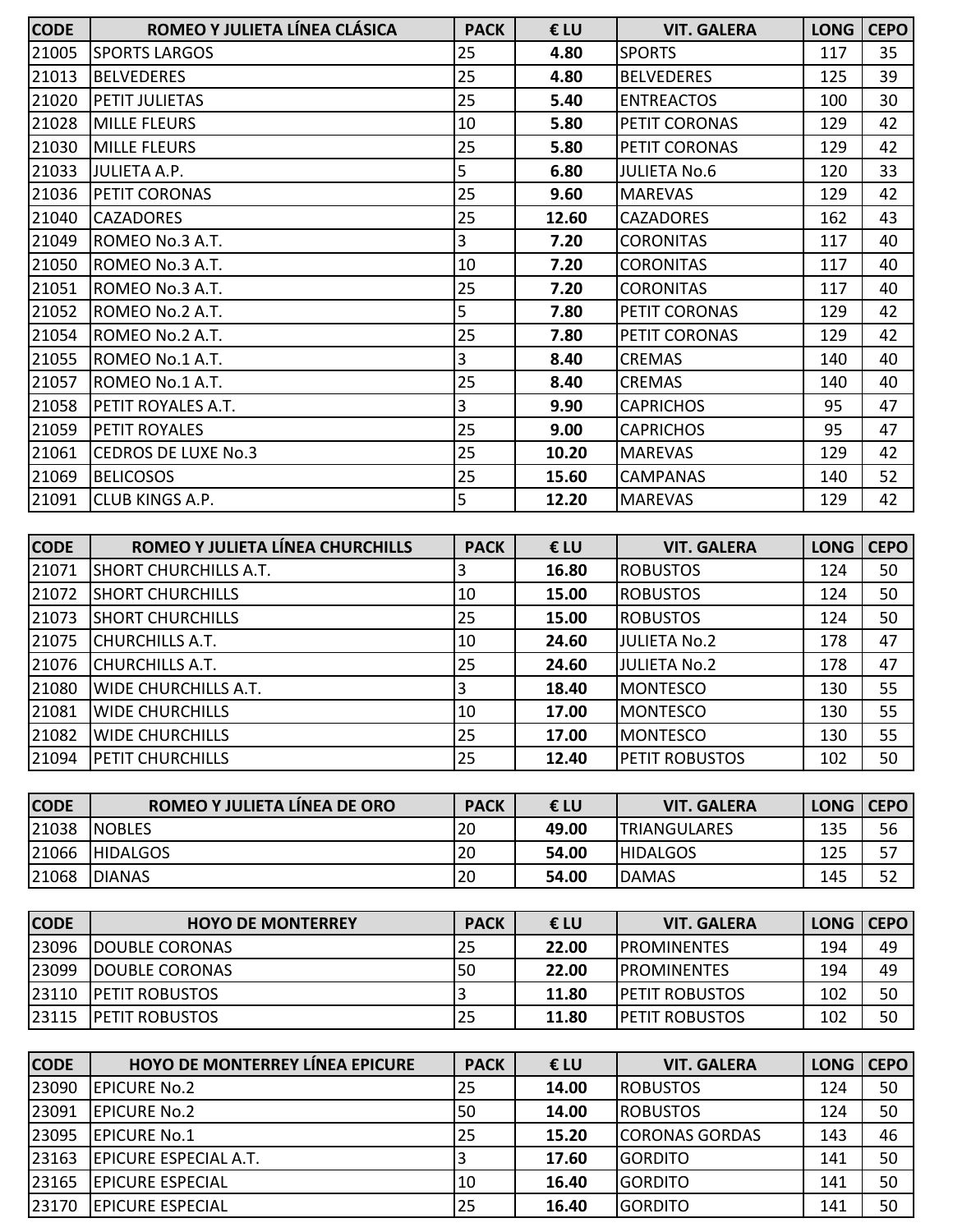| CODE | ROMEO Y JULIETA LÍNEA CLÁSICA | PACK | € LU | VIT. GALERA | LONG | CEPO |
|---|---|---|---|---|---|---|
| 21005 | SPORTS LARGOS | 25 | **4.80** | SPORTS | 117 | 35 |
| 21013 | BELVEDERES | 25 | **4.80** | BELVEDERES | 125 | 39 |
| 21020 | PETIT JULIETAS | 25 | **5.40** | ENTREACTOS | 100 | 30 |
| 21028 | MILLE FLEURS | 10 | **5.80** | PETIT CORONAS | 129 | 42 |
| 21030 | MILLE FLEURS | 25 | **5.80** | PETIT CORONAS | 129 | 42 |
| 21033 | JULIETA A.P. | 5 | **6.80** | JULIETA No.6 | 120 | 33 |
| 21036 | PETIT CORONAS | 25 | **9.60** | MAREVAS | 129 | 42 |
| 21040 | CAZADORES | 25 | **12.60** | CAZADORES | 162 | 43 |
| 21049 | ROMEO No.3 A.T. | 3 | **7.20** | CORONITAS | 117 | 40 |
| 21050 | ROMEO No.3 A.T. | 10 | **7.20** | CORONITAS | 117 | 40 |
| 21051 | ROMEO No.3 A.T. | 25 | **7.20** | CORONITAS | 117 | 40 |
| 21052 | ROMEO No.2 A.T. | 5 | **7.80** | PETIT CORONAS | 129 | 42 |
| 21054 | ROMEO No.2 A.T. | 25 | **7.80** | PETIT CORONAS | 129 | 42 |
| 21055 | ROMEO No.1 A.T. | 3 | **8.40** | CREMAS | 140 | 40 |
| 21057 | ROMEO No.1 A.T. | 25 | **8.40** | CREMAS | 140 | 40 |
| 21058 | PETIT ROYALES A.T. | 3 | **9.90** | CAPRICHOS | 95 | 47 |
| 21059 | PETIT ROYALES | 25 | **9.00** | CAPRICHOS | 95 | 47 |
| 21061 | CEDROS DE LUXE No.3 | 25 | **10.20** | MAREVAS | 129 | 42 |
| 21069 | BELICOSOS | 25 | **15.60** | CAMPANAS | 140 | 52 |
| 21091 | CLUB KINGS A.P. | 5 | **12.20** | MAREVAS | 129 | 42 |

| CODE | ROMEO Y JULIETA LÍNEA CHURCHILLS | PACK | € LU | VIT. GALERA | LONG | CEPO |
|---|---|---|---|---|---|---|
| 21071 | SHORT CHURCHILLS A.T. | 3 | **16.80** | ROBUSTOS | 124 | 50 |
| 21072 | SHORT CHURCHILLS | 10 | **15.00** | ROBUSTOS | 124 | 50 |
| 21073 | SHORT CHURCHILLS | 25 | **15.00** | ROBUSTOS | 124 | 50 |
| 21075 | CHURCHILLS A.T. | 10 | **24.60** | JULIETA No.2 | 178 | 47 |
| 21076 | CHURCHILLS A.T. | 25 | **24.60** | JULIETA No.2 | 178 | 47 |
| 21080 | WIDE CHURCHILLS A.T. | 3 | **18.40** | MONTESCO | 130 | 55 |
| 21081 | WIDE CHURCHILLS | 10 | **17.00** | MONTESCO | 130 | 55 |
| 21082 | WIDE CHURCHILLS | 25 | **17.00** | MONTESCO | 130 | 55 |
| 21094 | PETIT CHURCHILLS | 25 | **12.40** | PETIT ROBUSTOS | 102 | 50 |

| CODE | ROMEO Y JULIETA LÍNEA DE ORO | PACK | € LU | VIT. GALERA | LONG | CEPO |
|---|---|---|---|---|---|---|
| 21038 | NOBLES | 20 | **49.00** | TRIANGULARES | 135 | 56 |
| 21066 | HIDALGOS | 20 | **54.00** | HIDALGOS | 125 | 57 |
| 21068 | DIANAS | 20 | **54.00** | DAMAS | 145 | 52 |

| CODE | HOYO DE MONTERREY | PACK | € LU | VIT. GALERA | LONG | CEPO |
|---|---|---|---|---|---|---|
| 23096 | DOUBLE CORONAS | 25 | **22.00** | PROMINENTES | 194 | 49 |
| 23099 | DOUBLE CORONAS | 50 | **22.00** | PROMINENTES | 194 | 49 |
| 23110 | PETIT ROBUSTOS | 3 | **11.80** | PETIT ROBUSTOS | 102 | 50 |
| 23115 | PETIT ROBUSTOS | 25 | **11.80** | PETIT ROBUSTOS | 102 | 50 |

| CODE | HOYO DE MONTERREY LÍNEA EPICURE | PACK | € LU | VIT. GALERA | LONG | CEPO |
|---|---|---|---|---|---|---|
| 23090 | EPICURE No.2 | 25 | **14.00** | ROBUSTOS | 124 | 50 |
| 23091 | EPICURE No.2 | 50 | **14.00** | ROBUSTOS | 124 | 50 |
| 23095 | EPICURE No.1 | 25 | **15.20** | CORONAS GORDAS | 143 | 46 |
| 23163 | EPICURE ESPECIAL A.T. | 3 | **17.60** | GORDITO | 141 | 50 |
| 23165 | EPICURE ESPECIAL | 10 | **16.40** | GORDITO | 141 | 50 |
| 23170 | EPICURE ESPECIAL | 25 | **16.40** | GORDITO | 141 | 50 |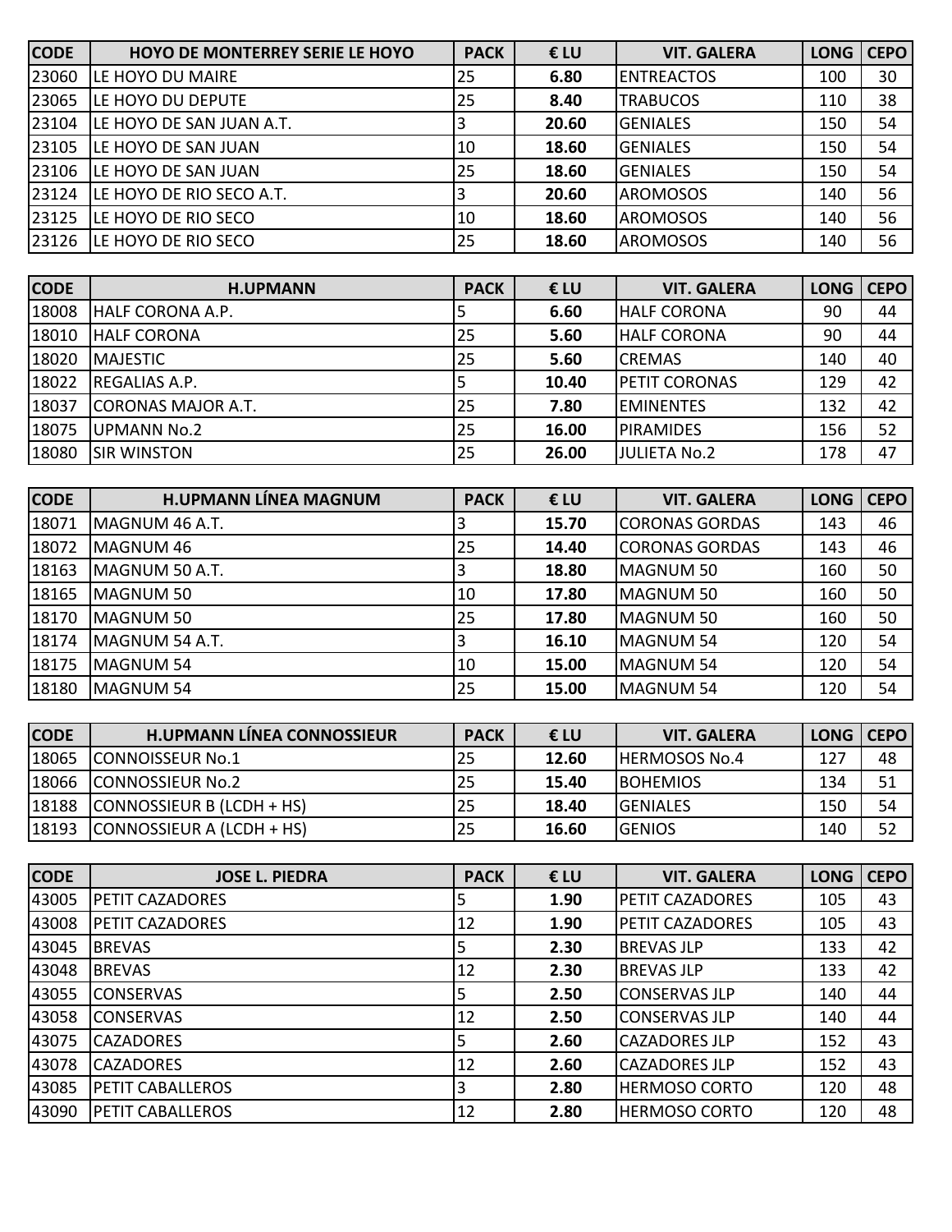| CODE | HOYO DE MONTERREY SERIE LE HOYO | PACK | € LU | VIT. GALERA | LONG | CEPO |
|---|---|---|---|---|---|---|
| 23060 | LE HOYO DU MAIRE | 25 | **6.80** | ENTREACTOS | 100 | 30 |
| 23065 | LE HOYO DU DEPUTE | 25 | **8.40** | TRABUCOS | 110 | 38 |
| 23104 | LE HOYO DE SAN JUAN A.T. | 3 | **20.60** | GENIALES | 150 | 54 |
| 23105 | LE HOYO DE SAN JUAN | 10 | **18.60** | GENIALES | 150 | 54 |
| 23106 | LE HOYO DE SAN JUAN | 25 | **18.60** | GENIALES | 150 | 54 |
| 23124 | LE HOYO DE RIO SECO A.T. | 3 | **20.60** | AROMOSOS | 140 | 56 |
| 23125 | LE HOYO DE RIO SECO | 10 | **18.60** | AROMOSOS | 140 | 56 |
| 23126 | LE HOYO DE RIO SECO | 25 | **18.60** | AROMOSOS | 140 | 56 |

| CODE | H.UPMANN | PACK | € LU | VIT. GALERA | LONG | CEPO |
|---|---|---|---|---|---|---|
| 18008 | HALF CORONA A.P. | 5 | **6.60** | HALF CORONA | 90 | 44 |
| 18010 | HALF CORONA | 25 | **5.60** | HALF CORONA | 90 | 44 |
| 18020 | MAJESTIC | 25 | **5.60** | CREMAS | 140 | 40 |
| 18022 | REGALIAS A.P. | 5 | **10.40** | PETIT CORONAS | 129 | 42 |
| 18037 | CORONAS MAJOR A.T. | 25 | **7.80** | EMINENTES | 132 | 42 |
| 18075 | UPMANN No.2 | 25 | **16.00** | PIRAMIDES | 156 | 52 |
| 18080 | SIR WINSTON | 25 | **26.00** | JULIETA No.2 | 178 | 47 |

| CODE | H.UPMANN LÍNEA MAGNUM | PACK | € LU | VIT. GALERA | LONG | CEPO |
|---|---|---|---|---|---|---|
| 18071 | MAGNUM 46 A.T. | 3 | **15.70** | CORONAS GORDAS | 143 | 46 |
| 18072 | MAGNUM 46 | 25 | **14.40** | CORONAS GORDAS | 143 | 46 |
| 18163 | MAGNUM 50 A.T. | 3 | **18.80** | MAGNUM 50 | 160 | 50 |
| 18165 | MAGNUM 50 | 10 | **17.80** | MAGNUM 50 | 160 | 50 |
| 18170 | MAGNUM 50 | 25 | **17.80** | MAGNUM 50 | 160 | 50 |
| 18174 | MAGNUM 54 A.T. | 3 | **16.10** | MAGNUM 54 | 120 | 54 |
| 18175 | MAGNUM 54 | 10 | **15.00** | MAGNUM 54 | 120 | 54 |
| 18180 | MAGNUM 54 | 25 | **15.00** | MAGNUM 54 | 120 | 54 |

| CODE | H.UPMANN LÍNEA CONNOSSIEUR | PACK | € LU | VIT. GALERA | LONG | CEPO |
|---|---|---|---|---|---|---|
| 18065 | CONNOISSEUR No.1 | 25 | **12.60** | HERMOSOS No.4 | 127 | 48 |
| 18066 | CONNOSSIEUR No.2 | 25 | **15.40** | BOHEMIOS | 134 | 51 |
| 18188 | CONNOSSIEUR B (LCDH + HS) | 25 | **18.40** | GENIALES | 150 | 54 |
| 18193 | CONNOSSIEUR A (LCDH + HS) | 25 | **16.60** | GENIOS | 140 | 52 |

| CODE | JOSE L. PIEDRA | PACK | € LU | VIT. GALERA | LONG | CEPO |
|---|---|---|---|---|---|---|
| 43005 | PETIT CAZADORES | 5 | **1.90** | PETIT CAZADORES | 105 | 43 |
| 43008 | PETIT CAZADORES | 12 | **1.90** | PETIT CAZADORES | 105 | 43 |
| 43045 | BREVAS | 5 | **2.30** | BREVAS JLP | 133 | 42 |
| 43048 | BREVAS | 12 | **2.30** | BREVAS JLP | 133 | 42 |
| 43055 | CONSERVAS | 5 | **2.50** | CONSERVAS JLP | 140 | 44 |
| 43058 | CONSERVAS | 12 | **2.50** | CONSERVAS JLP | 140 | 44 |
| 43075 | CAZADORES | 5 | **2.60** | CAZADORES JLP | 152 | 43 |
| 43078 | CAZADORES | 12 | **2.60** | CAZADORES JLP | 152 | 43 |
| 43085 | PETIT CABALLEROS | 3 | **2.80** | HERMOSO CORTO | 120 | 48 |
| 43090 | PETIT CABALLEROS | 12 | **2.80** | HERMOSO CORTO | 120 | 48 |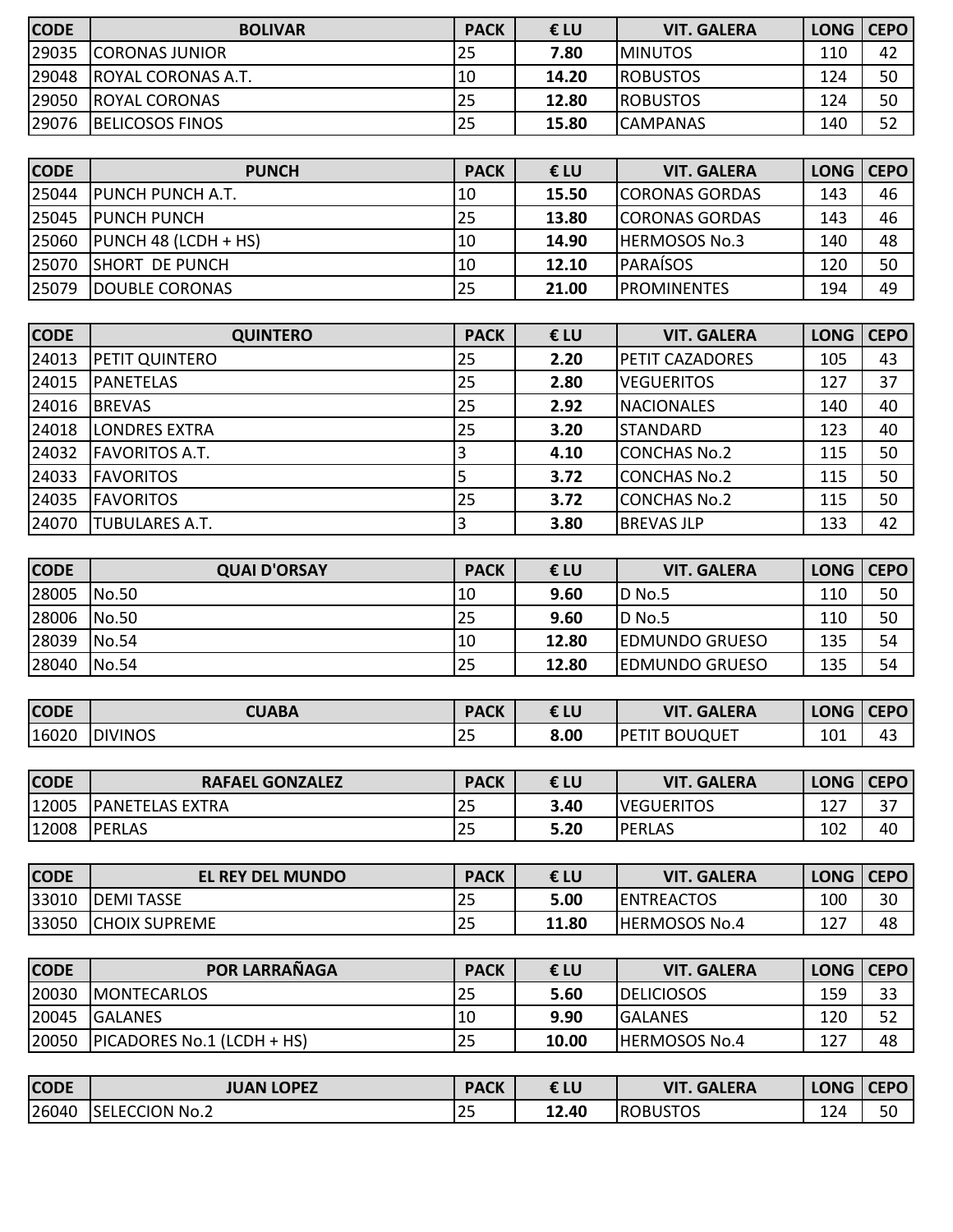| CODE | BOLIVAR | PACK | € LU | VIT. GALERA | LONG | CEPO |
|---|---|---|---|---|---|---|
| 29035 | CORONAS JUNIOR | 25 | **7.80** | MINUTOS | 110 | 42 |
| 29048 | ROYAL CORONAS A.T. | 10 | **14.20** | ROBUSTOS | 124 | 50 |
| 29050 | ROYAL CORONAS | 25 | **12.80** | ROBUSTOS | 124 | 50 |
| 29076 | BELICOSOS FINOS | 25 | **15.80** | CAMPANAS | 140 | 52 |

| CODE | PUNCH | PACK | € LU | VIT. GALERA | LONG | CEPO |
|---|---|---|---|---|---|---|
| 25044 | PUNCH PUNCH A.T. | 10 | **15.50** | CORONAS GORDAS | 143 | 46 |
| 25045 | PUNCH PUNCH | 25 | **13.80** | CORONAS GORDAS | 143 | 46 |
| 25060 | PUNCH 48 (LCDH + HS) | 10 | **14.90** | HERMOSOS No.3 | 140 | 48 |
| 25070 | SHORT DE PUNCH | 10 | **12.10** | PARAÍSOS | 120 | 50 |
| 25079 | DOUBLE CORONAS | 25 | **21.00** | PROMINENTES | 194 | 49 |

| CODE | QUINTERO | PACK | € LU | VIT. GALERA | LONG | CEPO |
|---|---|---|---|---|---|---|
| 24013 | PETIT QUINTERO | 25 | **2.20** | PETIT CAZADORES | 105 | 43 |
| 24015 | PANETELAS | 25 | **2.80** | VEGUERITOS | 127 | 37 |
| 24016 | BREVAS | 25 | **2.92** | NACIONALES | 140 | 40 |
| 24018 | LONDRES EXTRA | 25 | **3.20** | STANDARD | 123 | 40 |
| 24032 | FAVORITOS A.T. | 3 | **4.10** | CONCHAS No.2 | 115 | 50 |
| 24033 | FAVORITOS | 5 | **3.72** | CONCHAS No.2 | 115 | 50 |
| 24035 | FAVORITOS | 25 | **3.72** | CONCHAS No.2 | 115 | 50 |
| 24070 | TUBULARES A.T. | 3 | **3.80** | BREVAS JLP | 133 | 42 |

| CODE | QUAI D'ORSAY | PACK | € LU | VIT. GALERA | LONG | CEPO |
|---|---|---|---|---|---|---|
| 28005 | No.50 | 10 | **9.60** | D No.5 | 110 | 50 |
| 28006 | No.50 | 25 | **9.60** | D No.5 | 110 | 50 |
| 28039 | No.54 | 10 | **12.80** | EDMUNDO GRUESO | 135 | 54 |
| 28040 | No.54 | 25 | **12.80** | EDMUNDO GRUESO | 135 | 54 |

| CODE | CUABA | PACK | € LU | VIT. GALERA | LONG | CEPO |
|---|---|---|---|---|---|---|
| 16020 | DIVINOS | 25 | **8.00** | PETIT BOUQUET | 101 | 43 |

| CODE | RAFAEL GONZALEZ | PACK | € LU | VIT. GALERA | LONG | CEPO |
|---|---|---|---|---|---|---|
| 12005 | PANETELAS EXTRA | 25 | **3.40** | VEGUERITOS | 127 | 37 |
| 12008 | PERLAS | 25 | **5.20** | PERLAS | 102 | 40 |

| CODE | EL REY DEL MUNDO | PACK | € LU | VIT. GALERA | LONG | CEPO |
|---|---|---|---|---|---|---|
| 33010 | DEMI TASSE | 25 | **5.00** | ENTREACTOS | 100 | 30 |
| 33050 | CHOIX SUPREME | 25 | **11.80** | HERMOSOS No.4 | 127 | 48 |

| CODE | POR LARRAÑAGA | PACK | € LU | VIT. GALERA | LONG | CEPO |
|---|---|---|---|---|---|---|
| 20030 | MONTECARLOS | 25 | **5.60** | DELICIOSOS | 159 | 33 |
| 20045 | GALANES | 10 | **9.90** | GALANES | 120 | 52 |
| 20050 | PICADORES No.1 (LCDH + HS) | 25 | **10.00** | HERMOSOS No.4 | 127 | 48 |

| CODE | JUAN LOPEZ | PACK | € LU | VIT. GALERA | LONG | CEPO |
|---|---|---|---|---|---|---|
| 26040 | SELECCION No.2 | 25 | **12.40** | ROBUSTOS | 124 | 50 |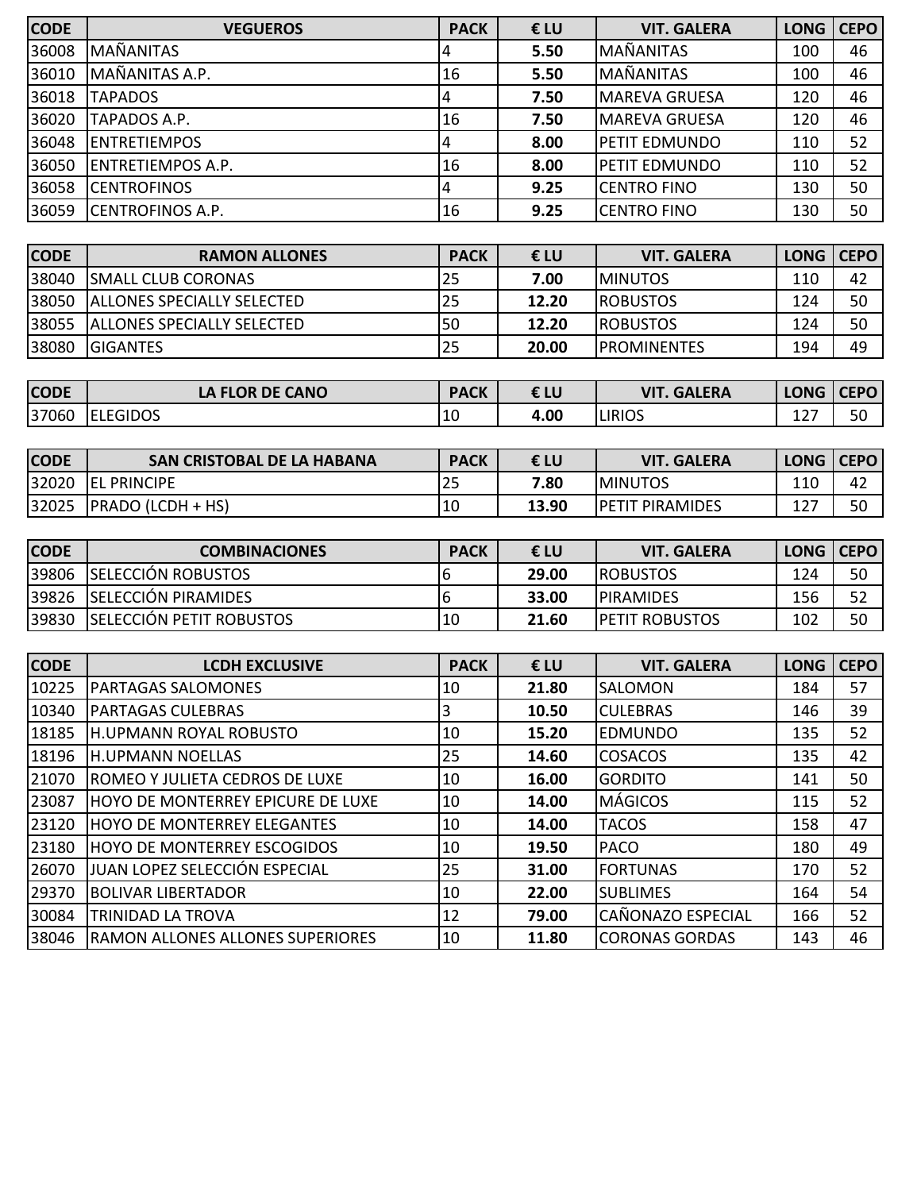| CODE | VEGUEROS | PACK | € LU | VIT. GALERA | LONG | CEPO |
|---|---|---|---|---|---|---|
| 36008 | MAÑANITAS | 4 | **5.50** | MAÑANITAS | 100 | 46 |
| 36010 | MAÑANITAS A.P. | 16 | **5.50** | MAÑANITAS | 100 | 46 |
| 36018 | TAPADOS | 4 | **7.50** | MAREVA GRUESA | 120 | 46 |
| 36020 | TAPADOS A.P. | 16 | **7.50** | MAREVA GRUESA | 120 | 46 |
| 36048 | ENTRETIEMPOS | 4 | **8.00** | PETIT EDMUNDO | 110 | 52 |
| 36050 | ENTRETIEMPOS A.P. | 16 | **8.00** | PETIT EDMUNDO | 110 | 52 |
| 36058 | CENTROFINOS | 4 | **9.25** | CENTRO FINO | 130 | 50 |
| 36059 | CENTROFINOS A.P. | 16 | **9.25** | CENTRO FINO | 130 | 50 |

| CODE | RAMON ALLONES | PACK | € LU | VIT. GALERA | LONG | CEPO |
|---|---|---|---|---|---|---|
| 38040 | SMALL CLUB CORONAS | 25 | **7.00** | MINUTOS | 110 | 42 |
| 38050 | ALLONES SPECIALLY SELECTED | 25 | **12.20** | ROBUSTOS | 124 | 50 |
| 38055 | ALLONES SPECIALLY SELECTED | 50 | **12.20** | ROBUSTOS | 124 | 50 |
| 38080 | GIGANTES | 25 | **20.00** | PROMINENTES | 194 | 49 |

| CODE | LA FLOR DE CANO | PACK | € LU | VIT. GALERA | LONG | CEPO |
|---|---|---|---|---|---|---|
| 37060 | ELEGIDOS | 10 | **4.00** | LIRIOS | 127 | 50 |

| CODE | SAN CRISTOBAL DE LA HABANA | PACK | € LU | VIT. GALERA | LONG | CEPO |
|---|---|---|---|---|---|---|
| 32020 | EL PRINCIPE | 25 | **7.80** | MINUTOS | 110 | 42 |
| 32025 | PRADO (LCDH + HS) | 10 | **13.90** | PETIT PIRAMIDES | 127 | 50 |

| CODE | COMBINACIONES | PACK | € LU | VIT. GALERA | LONG | CEPO |
|---|---|---|---|---|---|---|
| 39806 | SELECCIÓN ROBUSTOS | 6 | **29.00** | ROBUSTOS | 124 | 50 |
| 39826 | SELECCIÓN PIRAMIDES | 6 | **33.00** | PIRAMIDES | 156 | 52 |
| 39830 | SELECCIÓN PETIT ROBUSTOS | 10 | **21.60** | PETIT ROBUSTOS | 102 | 50 |

| CODE | LCDH EXCLUSIVE | PACK | € LU | VIT. GALERA | LONG | CEPO |
|---|---|---|---|---|---|---|
| 10225 | PARTAGAS SALOMONES | 10 | **21.80** | SALOMON | 184 | 57 |
| 10340 | PARTAGAS CULEBRAS | 3 | **10.50** | CULEBRAS | 146 | 39 |
| 18185 | H.UPMANN ROYAL ROBUSTO | 10 | **15.20** | EDMUNDO | 135 | 52 |
| 18196 | H.UPMANN NOELLAS | 25 | **14.60** | COSACOS | 135 | 42 |
| 21070 | ROMEO Y JULIETA CEDROS DE LUXE | 10 | **16.00** | GORDITO | 141 | 50 |
| 23087 | HOYO DE MONTERREY EPICURE DE LUXE | 10 | **14.00** | MÁGICOS | 115 | 52 |
| 23120 | HOYO DE MONTERREY ELEGANTES | 10 | **14.00** | TACOS | 158 | 47 |
| 23180 | HOYO DE MONTERREY ESCOGIDOS | 10 | **19.50** | PACO | 180 | 49 |
| 26070 | JUAN LOPEZ SELECCIÓN ESPECIAL | 25 | **31.00** | FORTUNAS | 170 | 52 |
| 29370 | BOLIVAR LIBERTADOR | 10 | **22.00** | SUBLIMES | 164 | 54 |
| 30084 | TRINIDAD LA TROVA | 12 | **79.00** | CAÑONAZO ESPECIAL | 166 | 52 |
| 38046 | RAMON ALLONES ALLONES SUPERIORES | 10 | **11.80** | CORONAS GORDAS | 143 | 46 |